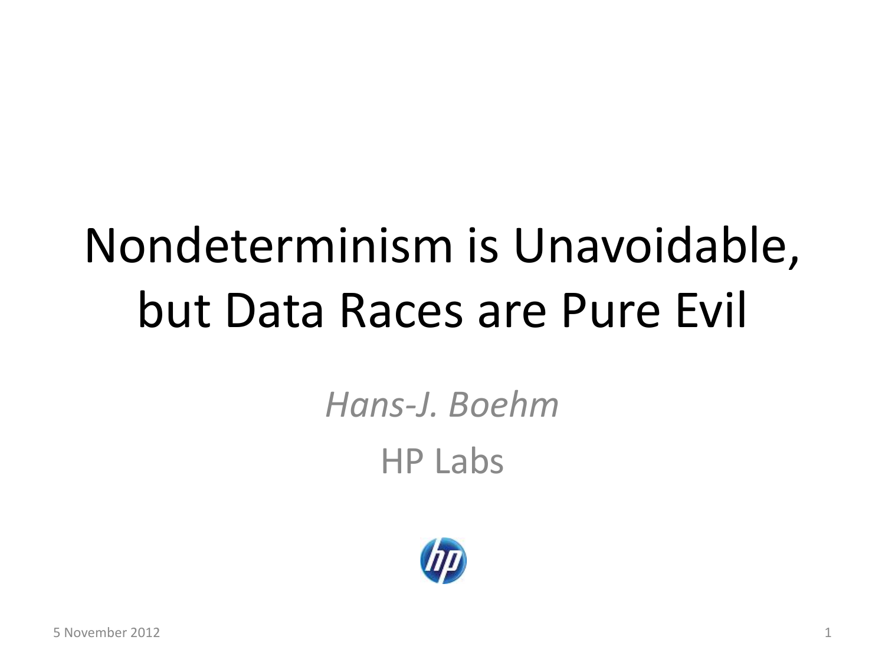# Nondeterminism is Unavoidable, but Data Races are Pure Evil

*Hans-J. Boehm*

HP Labs

5 November 2012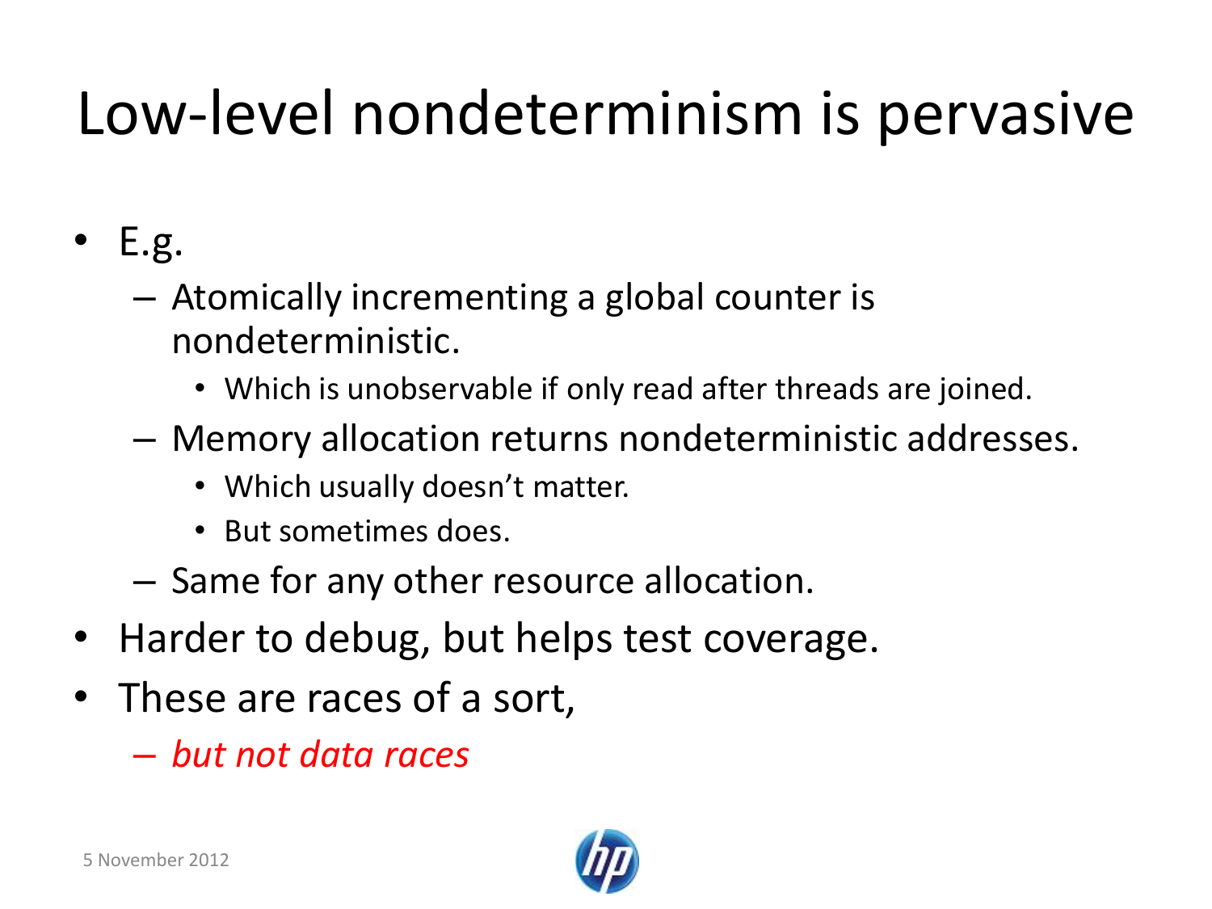# Low-level nondeterminism is pervasive

- E.g.
  - Atomically incrementing a global counter is nondeterministic.
    - Which is unobservable if only read after threads are joined.
  - Memory allocation returns nondeterministic addresses.
    - Which usually doesn't matter.
    - But sometimes does.
  - Same for any other resource allocation.
- Harder to debug, but helps test coverage.
- These are races of a sort,
  - *but not data races*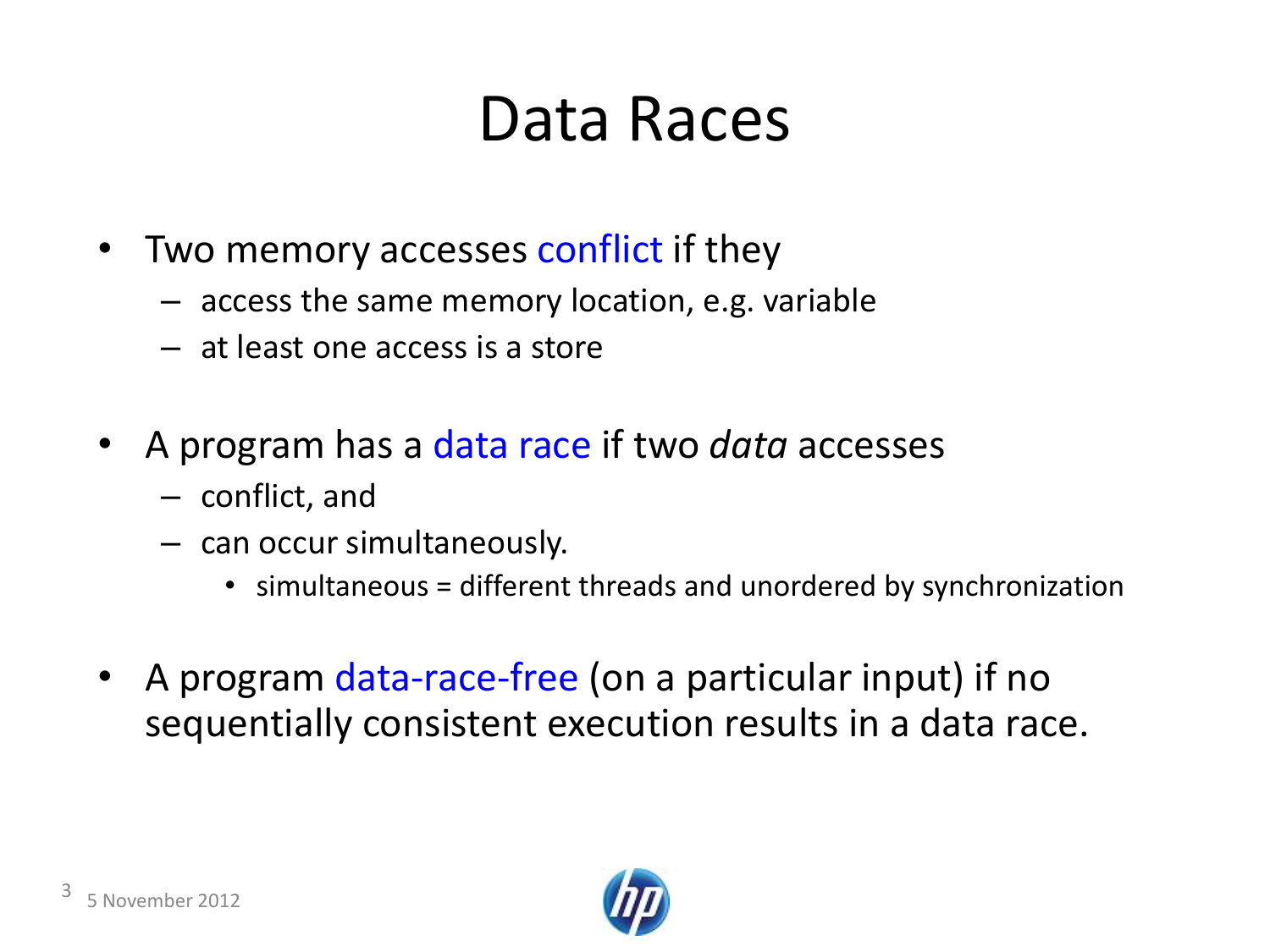# Data Races

- Two memory accesses conflict if they
  - access the same memory location, e.g. variable
  - at least one access is a store
- A program has a data race if two *data* accesses
  - conflict, and
  - can occur simultaneously.
    - simultaneous = different threads and unordered by synchronization
- A program data-race-free (on a particular input) if no sequentially consistent execution results in a data race.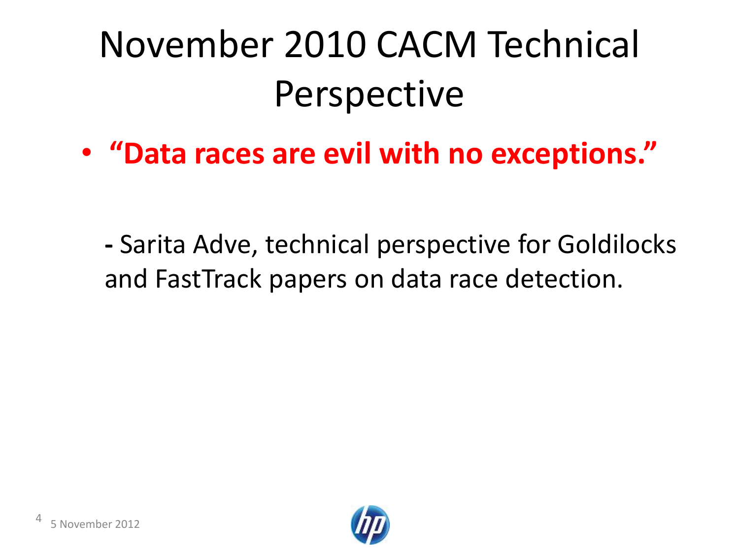# November 2010 CACM Technical Perspective

- **"Data races are evil with no exceptions."**

**-** Sarita Adve, technical perspective for Goldilocks and FastTrack papers on data race detection.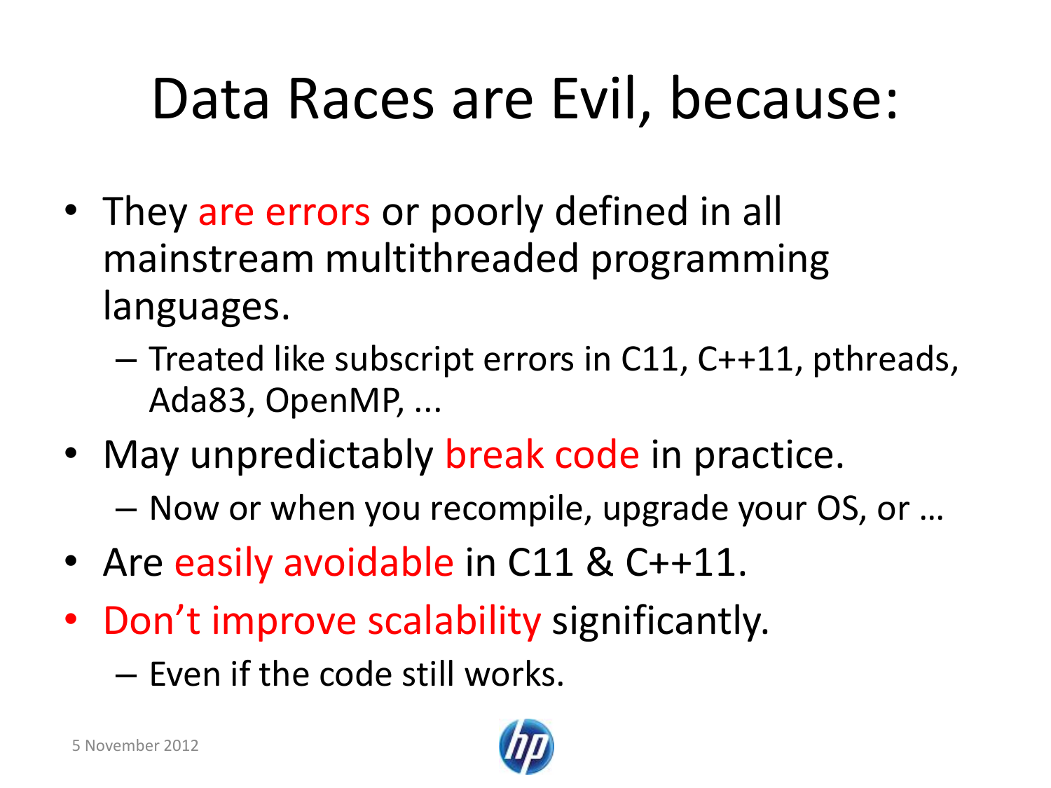# Data Races are Evil, because:

- They are errors or poorly defined in all mainstream multithreaded programming languages.
  - Treated like subscript errors in C11, C++11, pthreads, Ada83, OpenMP, ...
- May unpredictably break code in practice.
  - Now or when you recompile, upgrade your OS, or …
- Are easily avoidable in C11 & C++11.
- Don't improve scalability significantly.
  - Even if the code still works.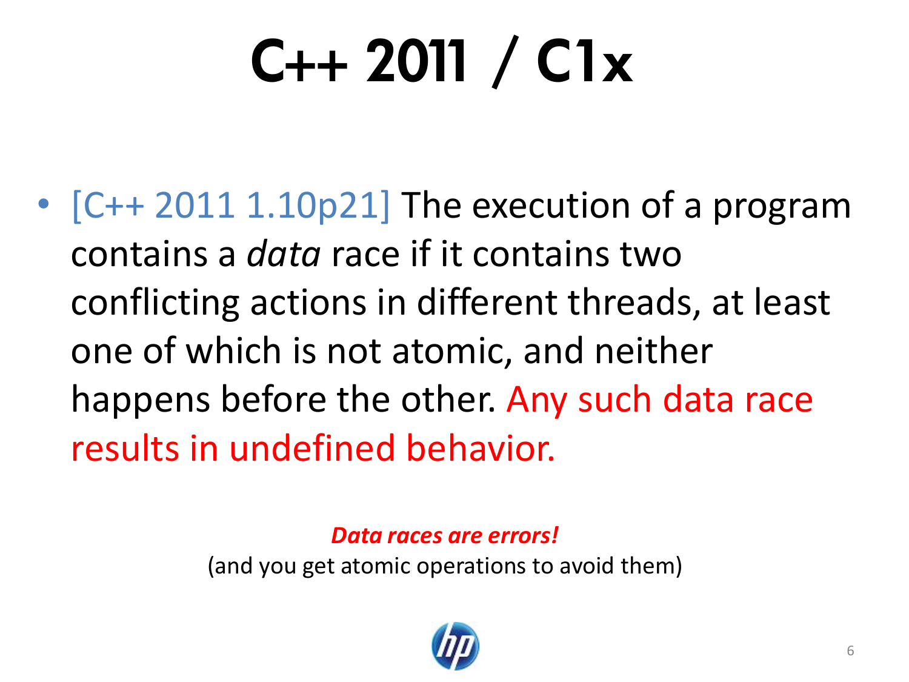# C++ 2011 / C1x

- [C++ 2011 1.10p21] The execution of a program contains a *data* race if it contains two conflicting actions in different threads, at least one of which is not atomic, and neither happens before the other. Any such data race results in undefined behavior.

***Data races are errors!***

(and you get atomic operations to avoid them)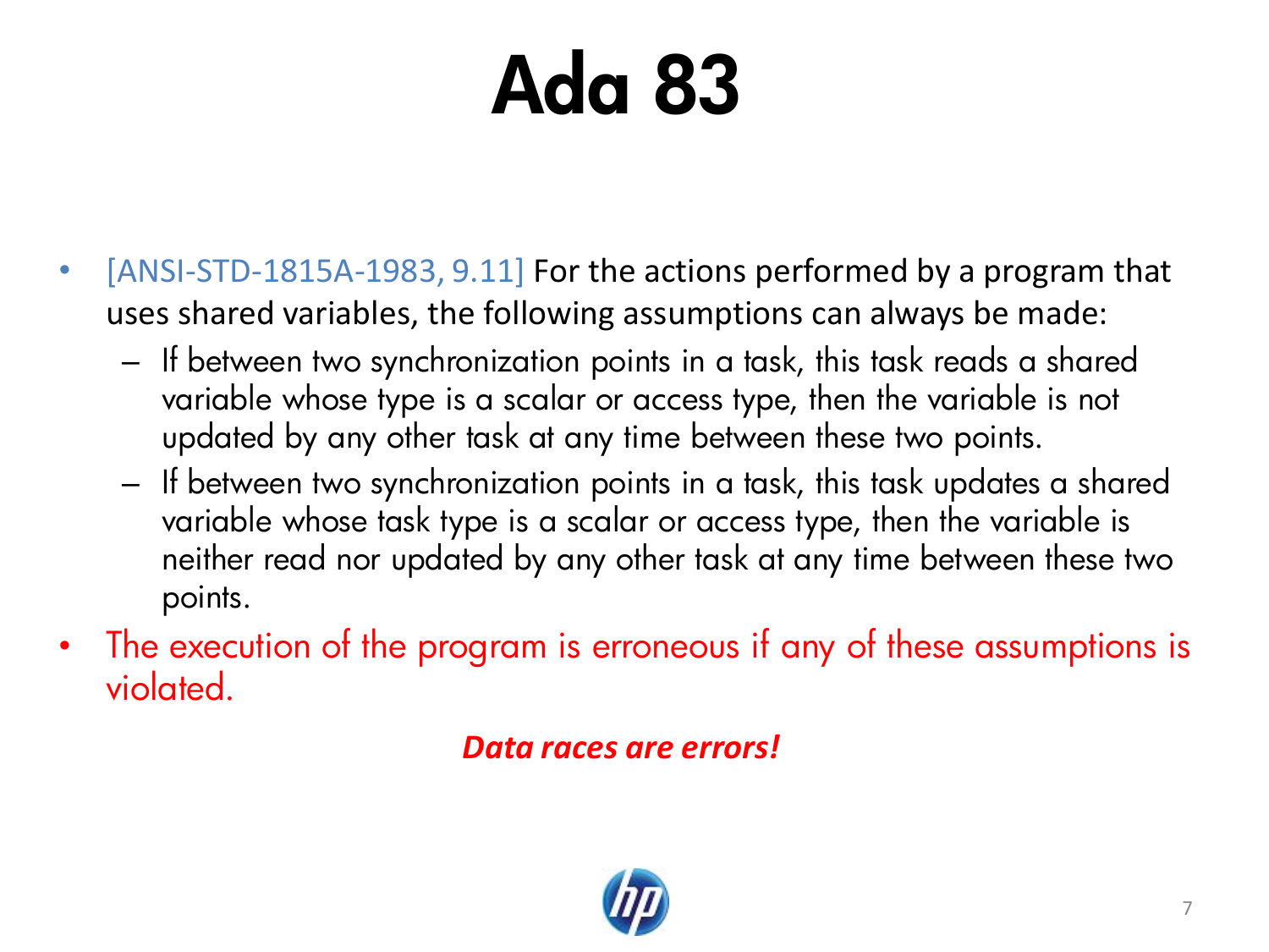# Ada 83

- [ANSI-STD-1815A-1983, 9.11] For the actions performed by a program that uses shared variables, the following assumptions can always be made:
  - If between two synchronization points in a task, this task reads a shared variable whose type is a scalar or access type, then the variable is not updated by any other task at any time between these two points.
  - If between two synchronization points in a task, this task updates a shared variable whose task type is a scalar or access type, then the variable is neither read nor updated by any other task at any time between these two points.
- The execution of the program is erroneous if any of these assumptions is violated.

***Data races are errors!***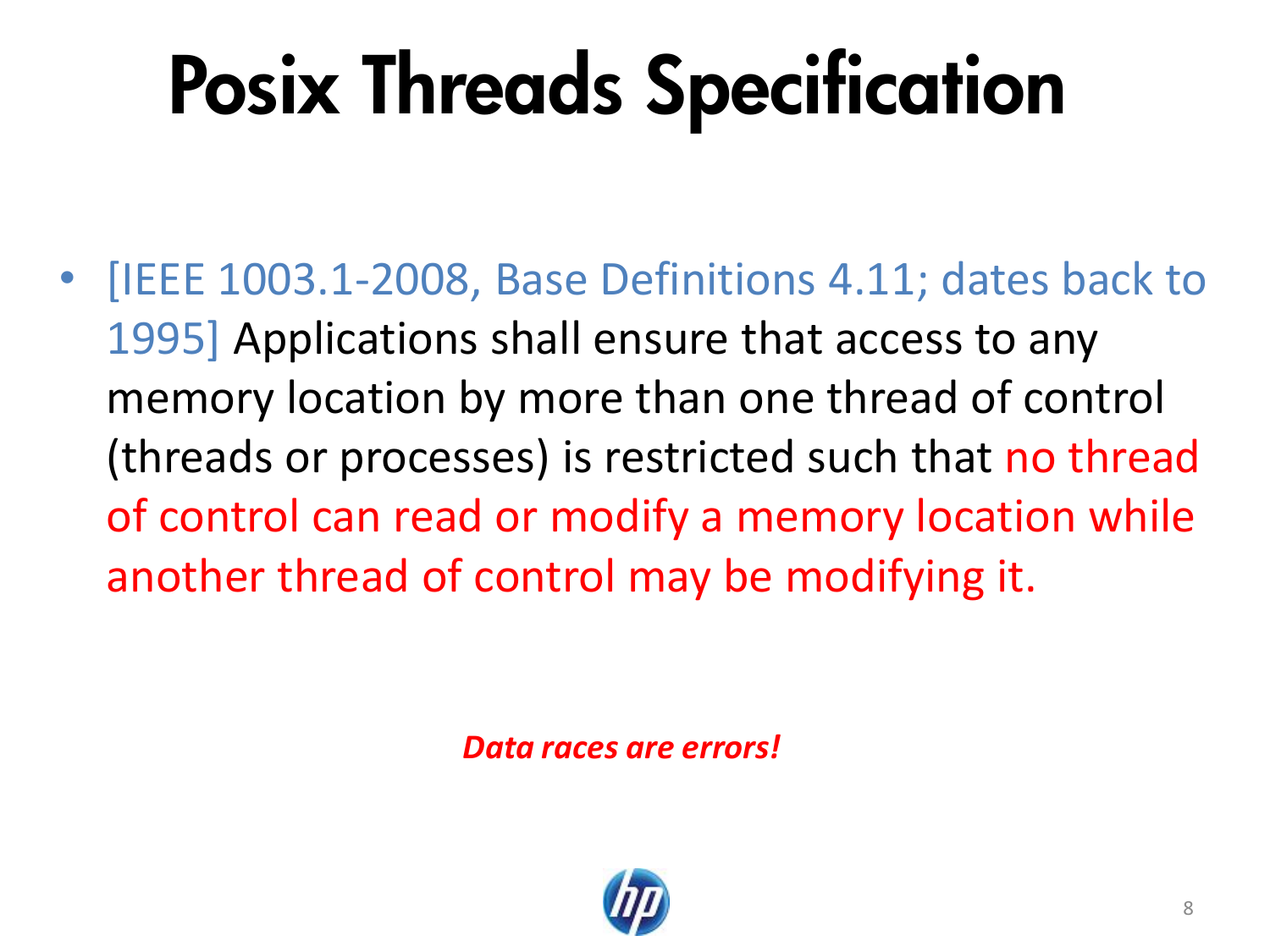# Posix Threads Specification

- [IEEE 1003.1-2008, Base Definitions 4.11; dates back to 1995] Applications shall ensure that access to any memory location by more than one thread of control (threads or processes) is restricted such that no thread of control can read or modify a memory location while another thread of control may be modifying it.

***Data races are errors!***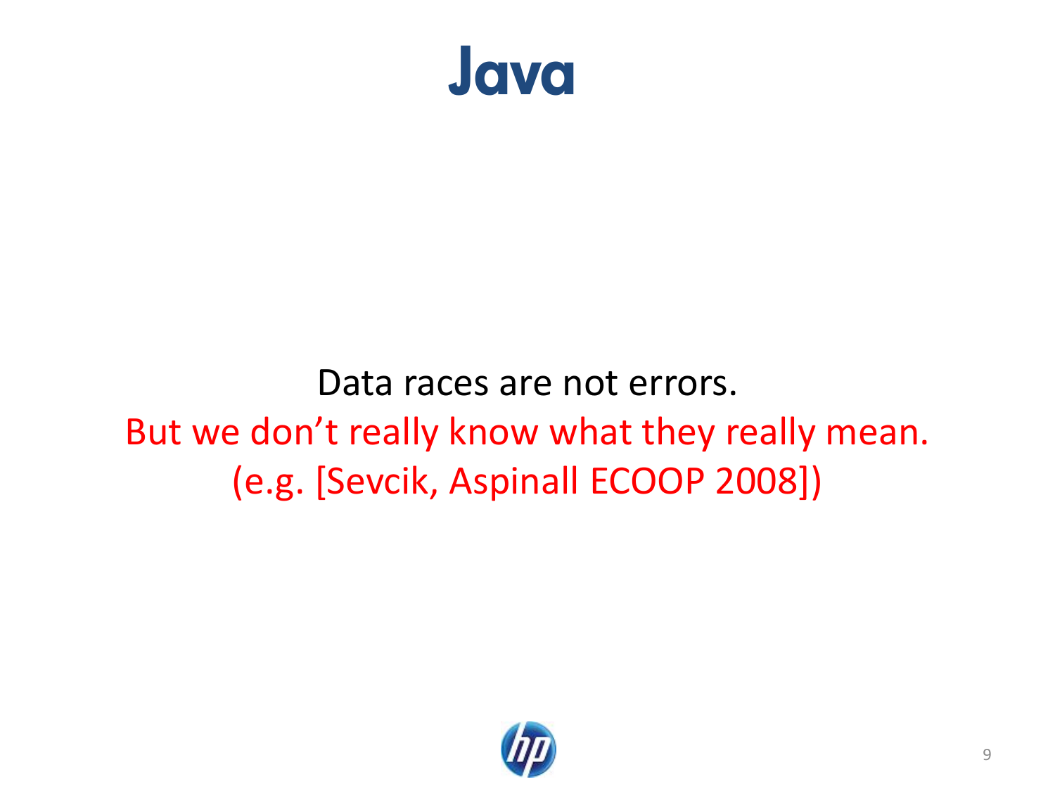# Java

Data races are not errors.

But we don't really know what they really mean.

(e.g. [Sevcik, Aspinall ECOOP 2008])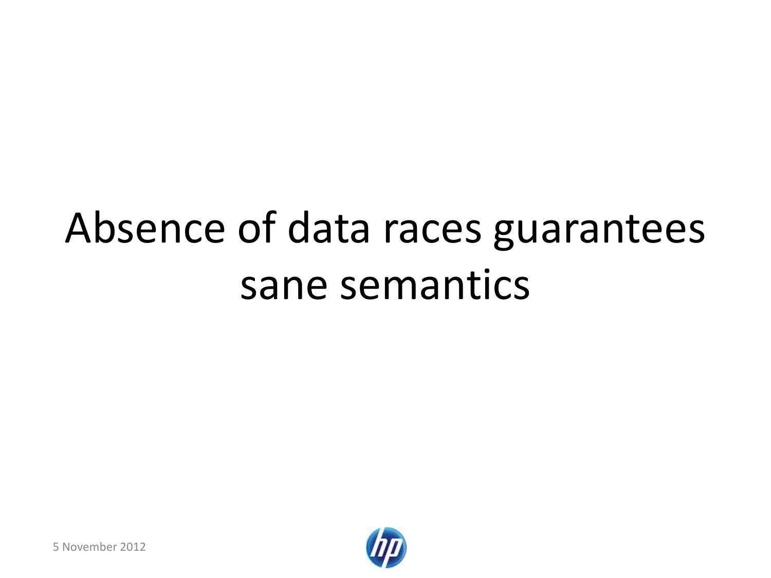# Absence of data races guarantees sane semantics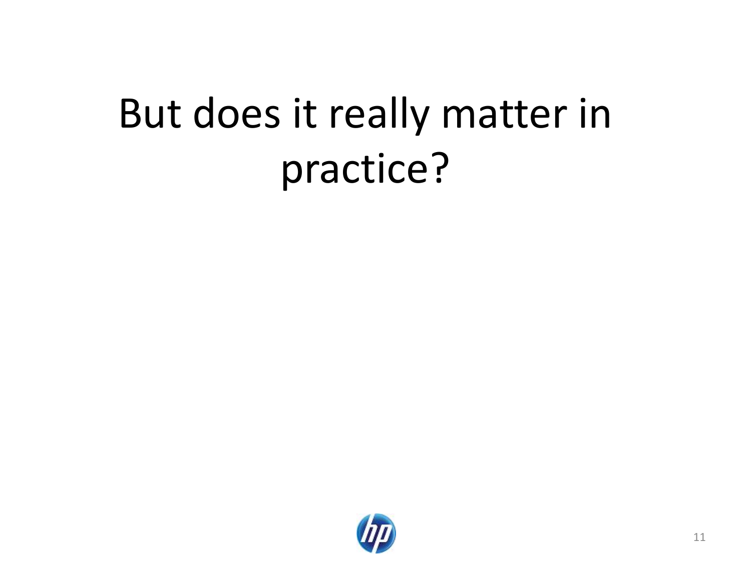# But does it really matter in practice?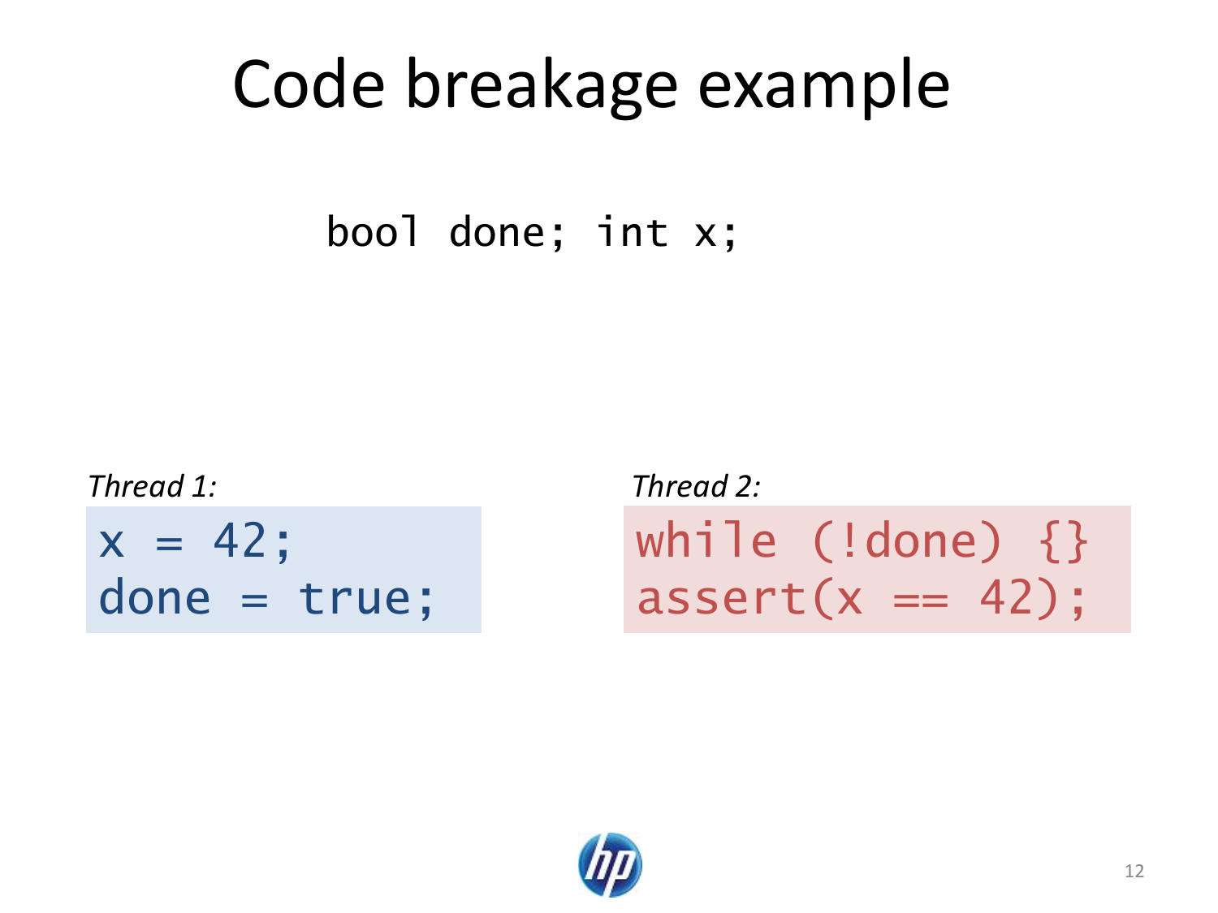# Code breakage example

```
bool done; int x;
```

*Thread 1:*

```
x = 42;
done = true;
```

*Thread 2:*

```
while (!done) {}
assert(x == 42);
```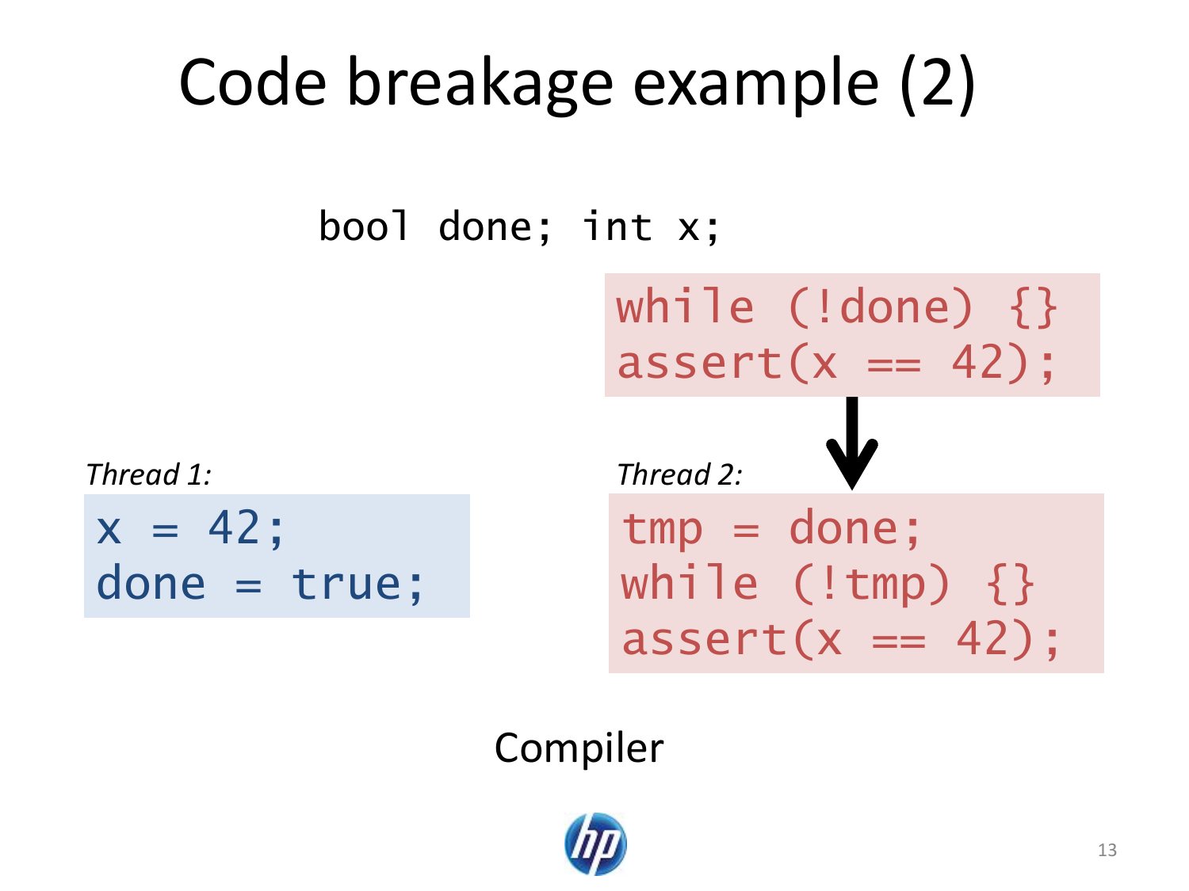# Code breakage example (2)

```
bool done; int x;
```

```
while (!done) {}
assert(x == 42);
```

↓

*Thread 1:*

```
x = 42;
done = true;
```

*Thread 2:*

```
tmp = done;
while (!tmp) {}
assert(x == 42);
```

Compiler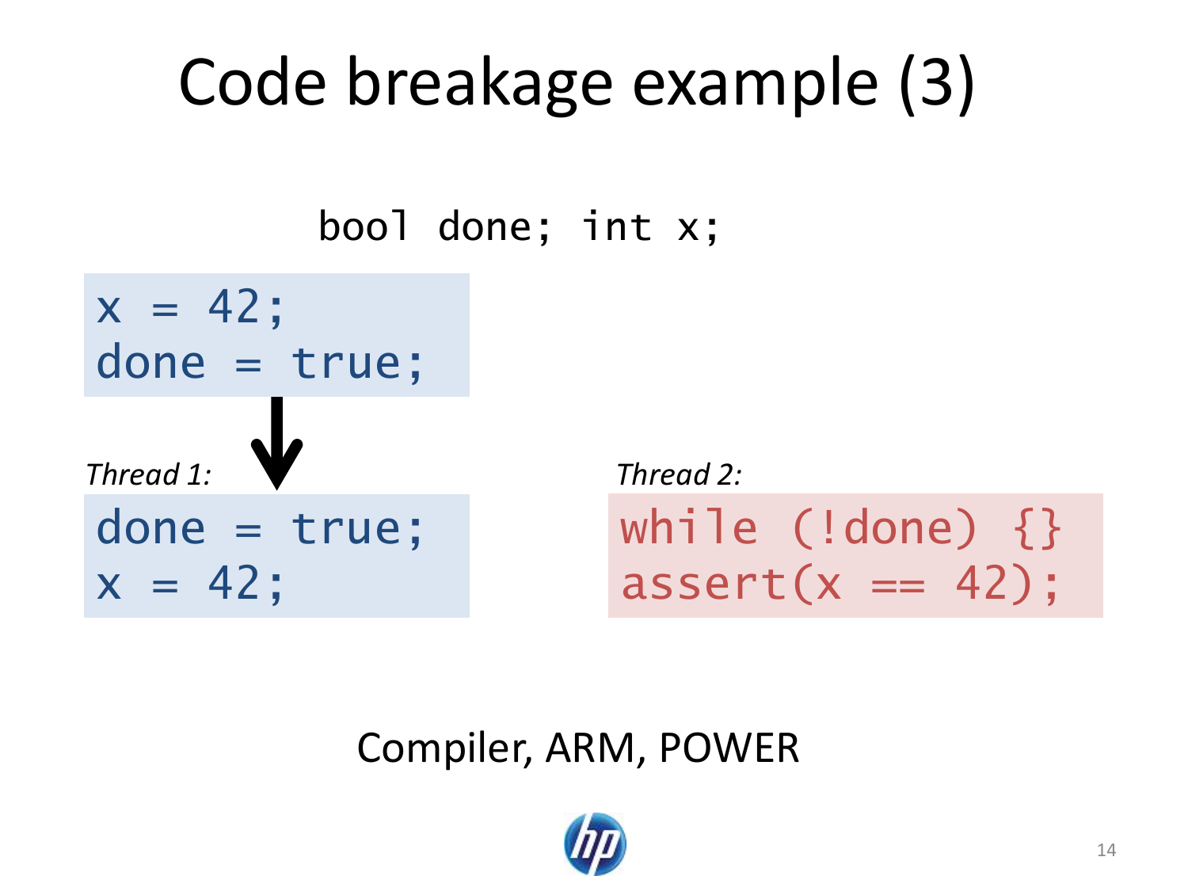# Code breakage example (3)

```
bool done; int x;
```

```
x = 42;
done = true;
```

↓

*Thread 1:*

```
done = true;
x = 42;
```

*Thread 2:*

```
while (!done) {}
assert(x == 42);
```

Compiler, ARM, POWER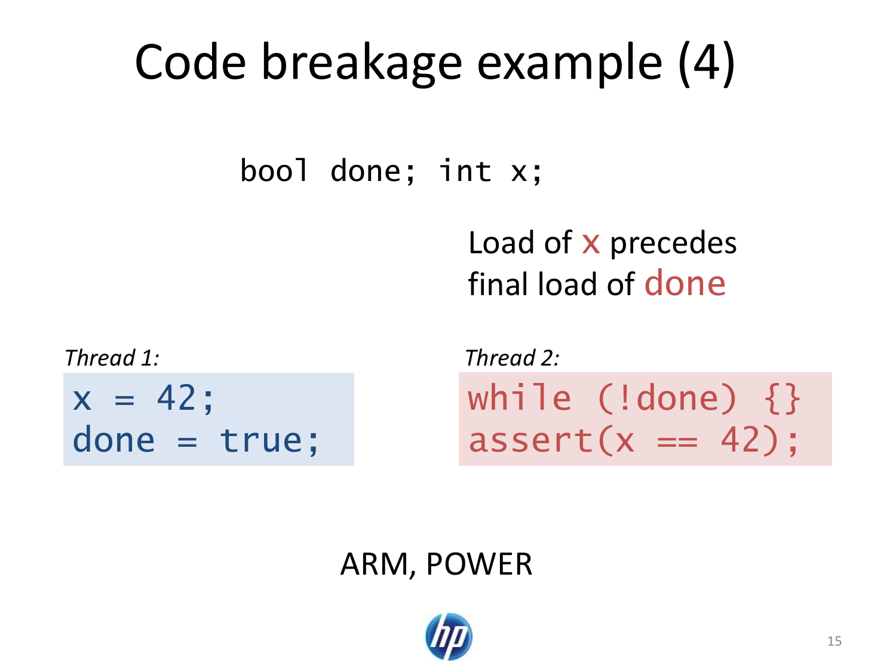# Code breakage example (4)

```
bool done; int x;
```

Load of x precedes final load of done

*Thread 1:*

```
x = 42;
done = true;
```

*Thread 2:*

```
while (!done) {}
assert(x == 42);
```

ARM, POWER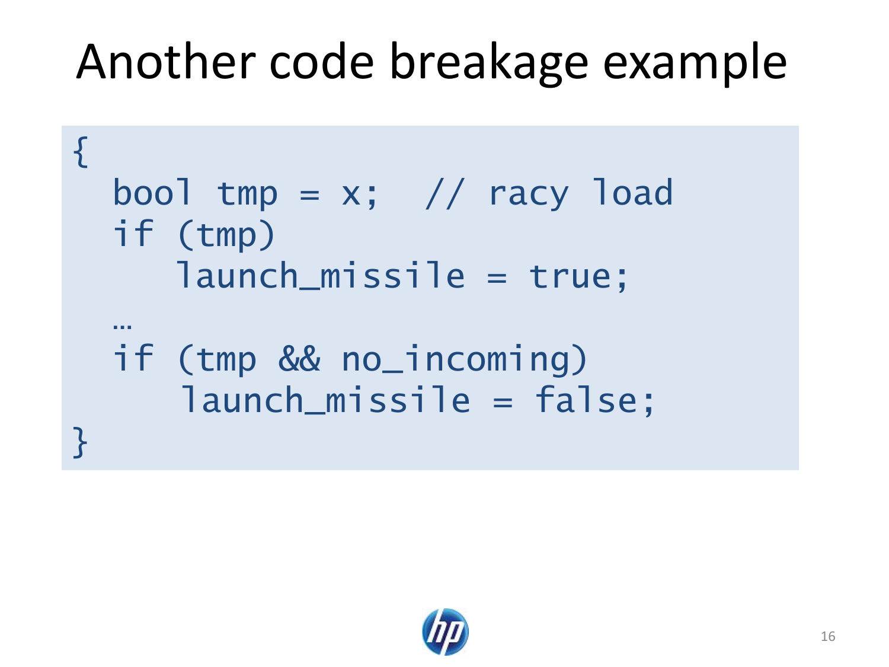# Another code breakage example

```
{
  bool tmp = x;  // racy load
  if (tmp)
     launch_missile = true;
  …
  if (tmp && no_incoming)
     launch_missile = false;
}
```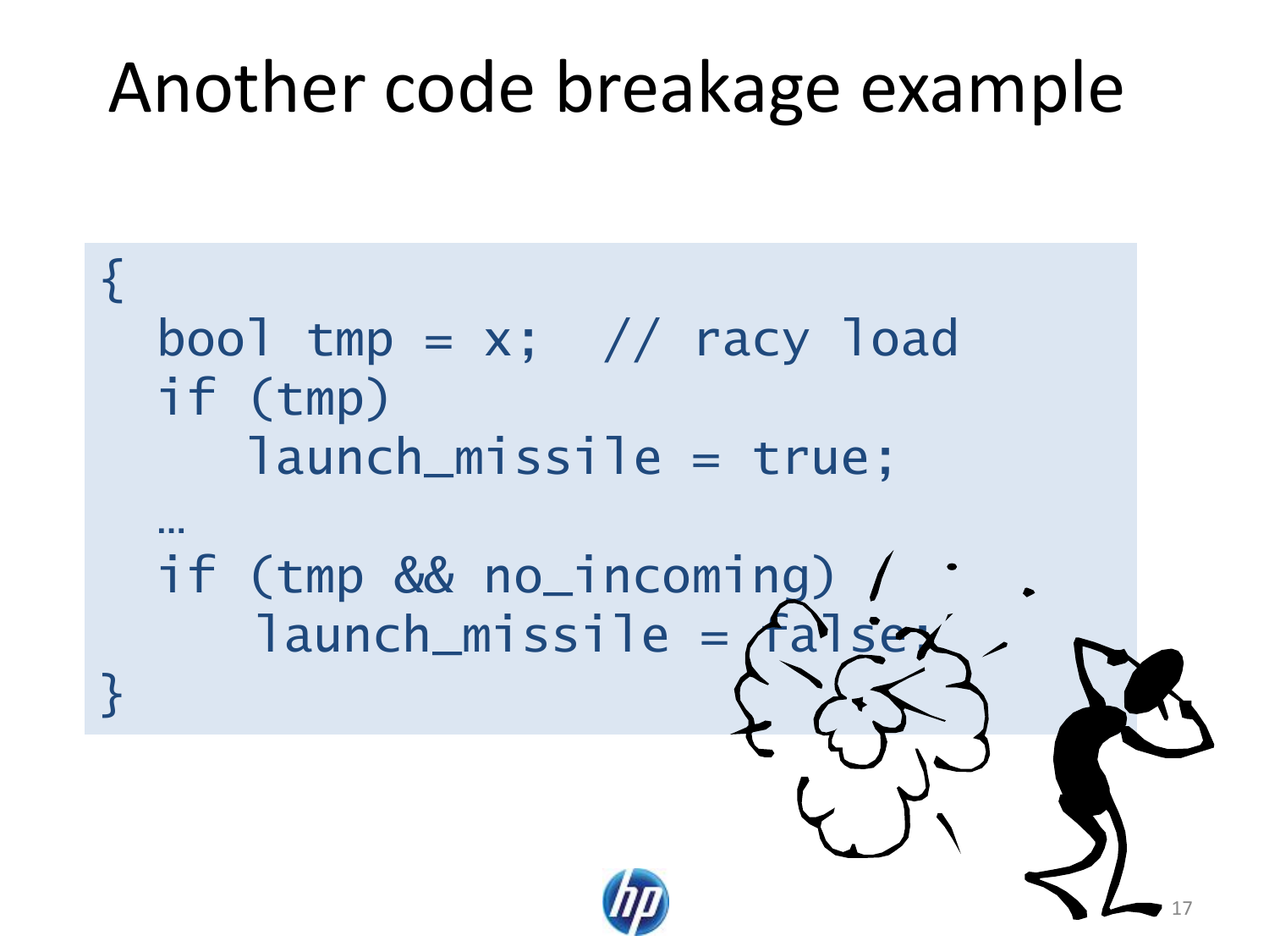# Another code breakage example

```
{
  bool tmp = x;  // racy load
  if (tmp)
     launch_missile = true;
  …
  if (tmp && no_incoming)
      launch_missile = false;
}
```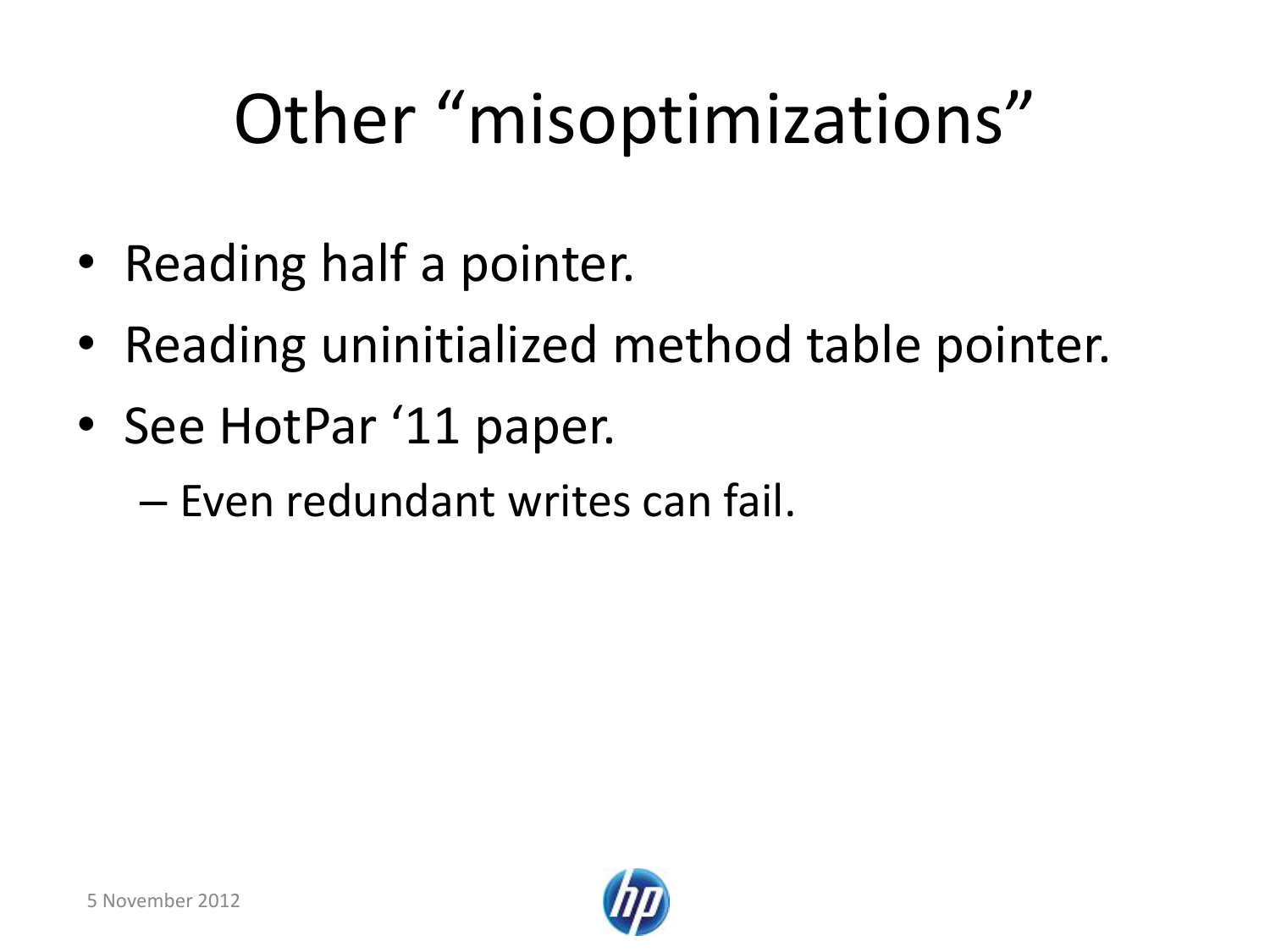# Other “misoptimizations”

- Reading half a pointer.
- Reading uninitialized method table pointer.
- See HotPar ‘11 paper.
  - Even redundant writes can fail.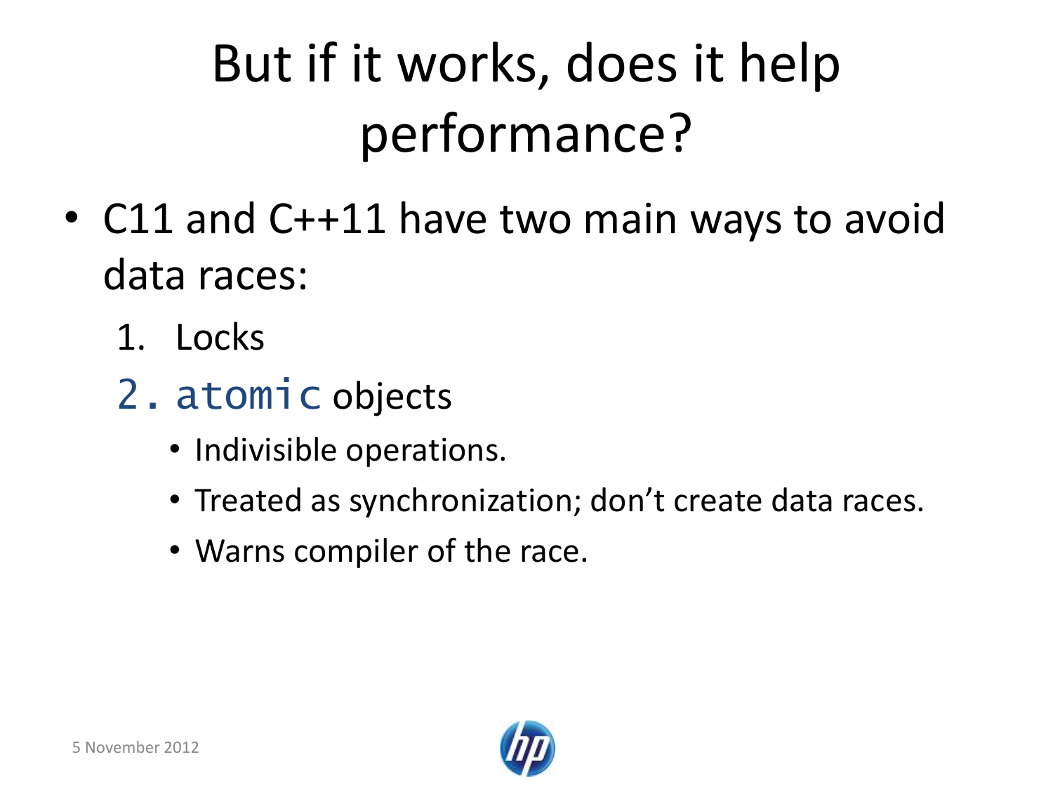# But if it works, does it help performance?

- C11 and C++11 have two main ways to avoid data races:
  1. Locks
  2. `atomic` objects
     - Indivisible operations.
     - Treated as synchronization; don't create data races.
     - Warns compiler of the race.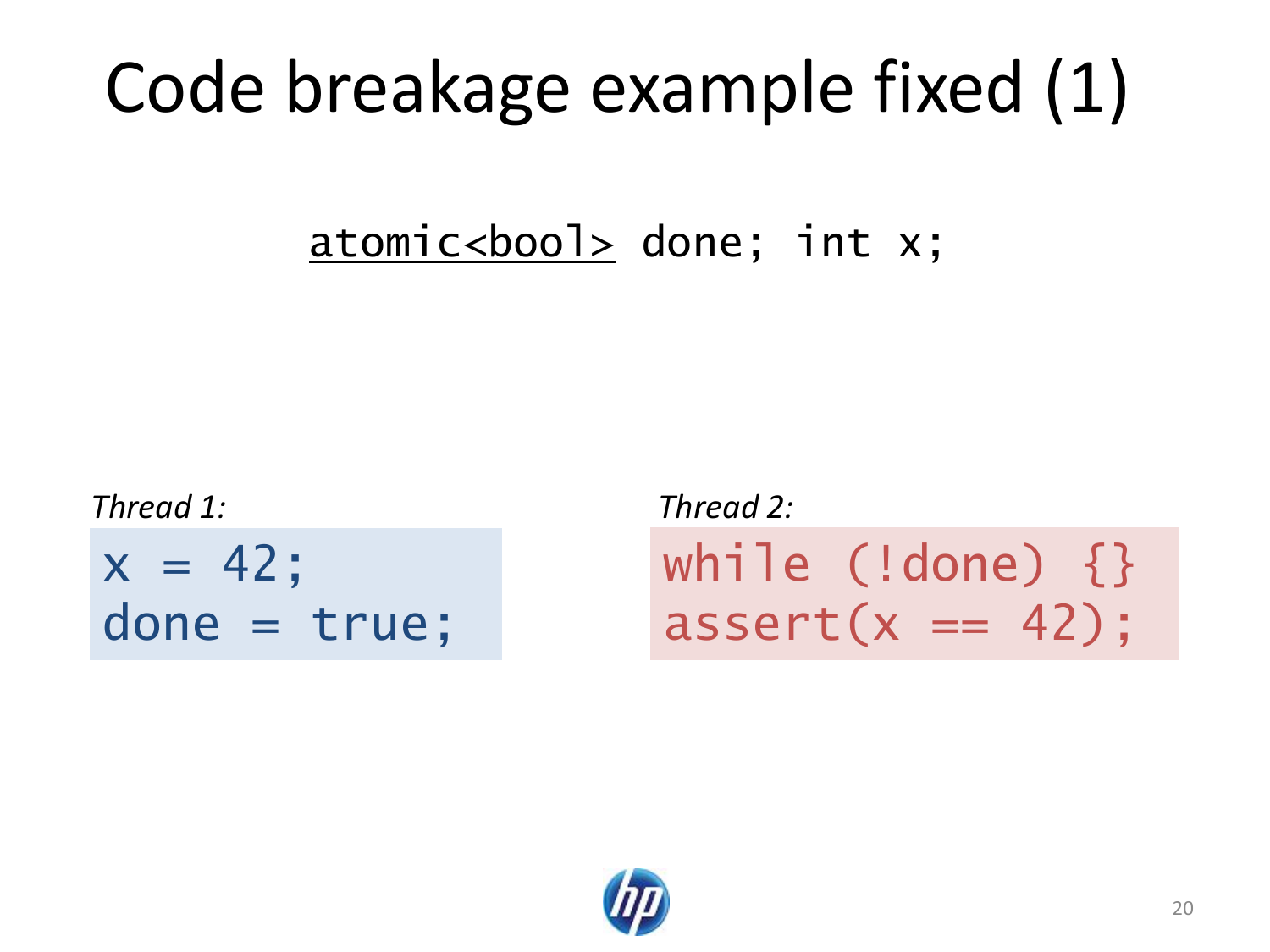# Code breakage example fixed (1)

```
atomic<bool> done; int x;
```

*Thread 1:*

```
x = 42;
done = true;
```

*Thread 2:*

```
while (!done) {}
assert(x == 42);
```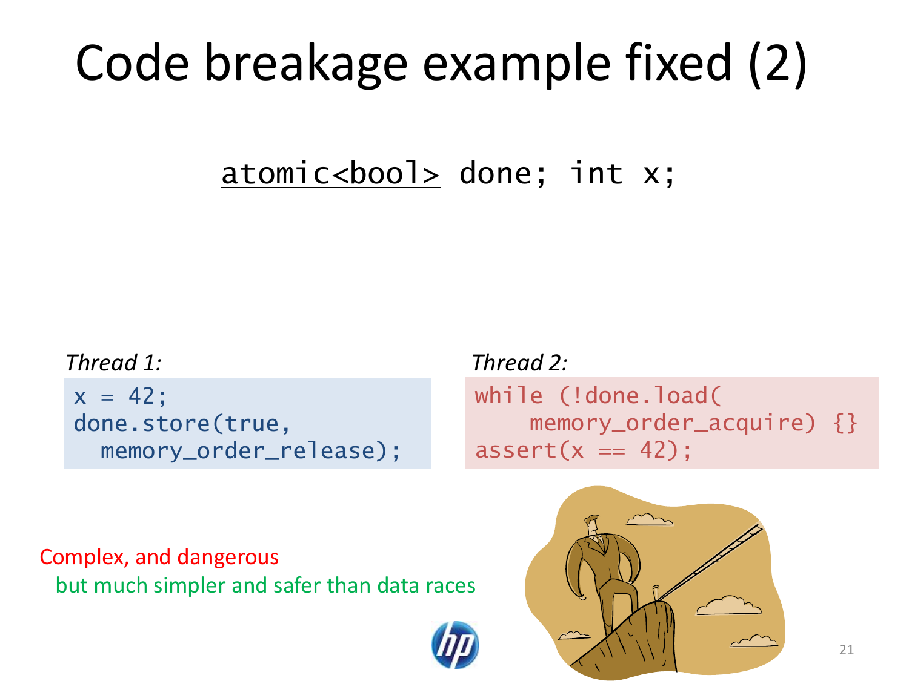# Code breakage example fixed (2)

```
atomic<bool> done; int x;
```

*Thread 1:*

```
x = 42;
done.store(true,
  memory_order_release);
```

*Thread 2:*

```
while (!done.load(
    memory_order_acquire) {}
assert(x == 42);
```

Complex, and dangerous

but much simpler and safer than data races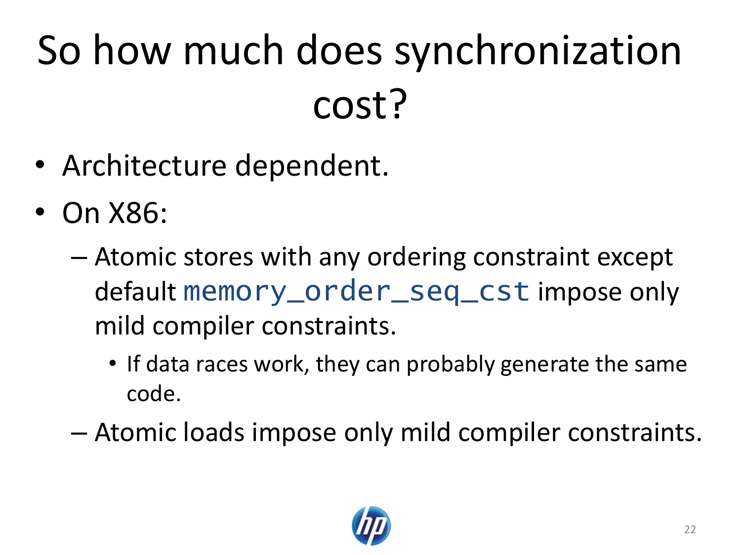# So how much does synchronization cost?

- Architecture dependent.
- On X86:
  - Atomic stores with any ordering constraint except default `memory_order_seq_cst` impose only mild compiler constraints.
    - If data races work, they can probably generate the same code.
  - Atomic loads impose only mild compiler constraints.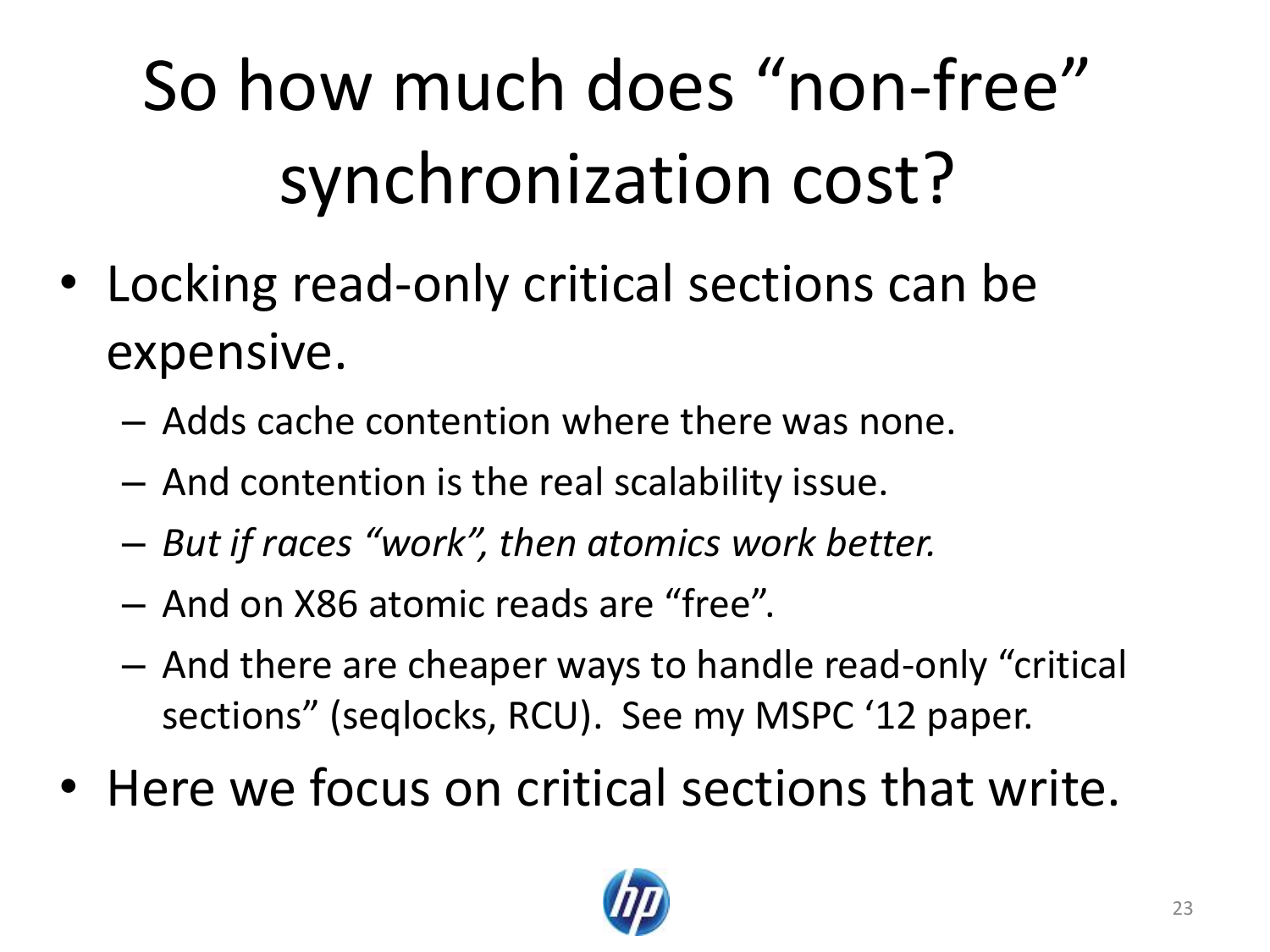# So how much does "non-free" synchronization cost?

- Locking read-only critical sections can be expensive.
  - Adds cache contention where there was none.
  - And contention is the real scalability issue.
  - *But if races "work", then atomics work better.*
  - And on X86 atomic reads are "free".
  - And there are cheaper ways to handle read-only "critical sections" (seqlocks, RCU). See my MSPC '12 paper.
- Here we focus on critical sections that write.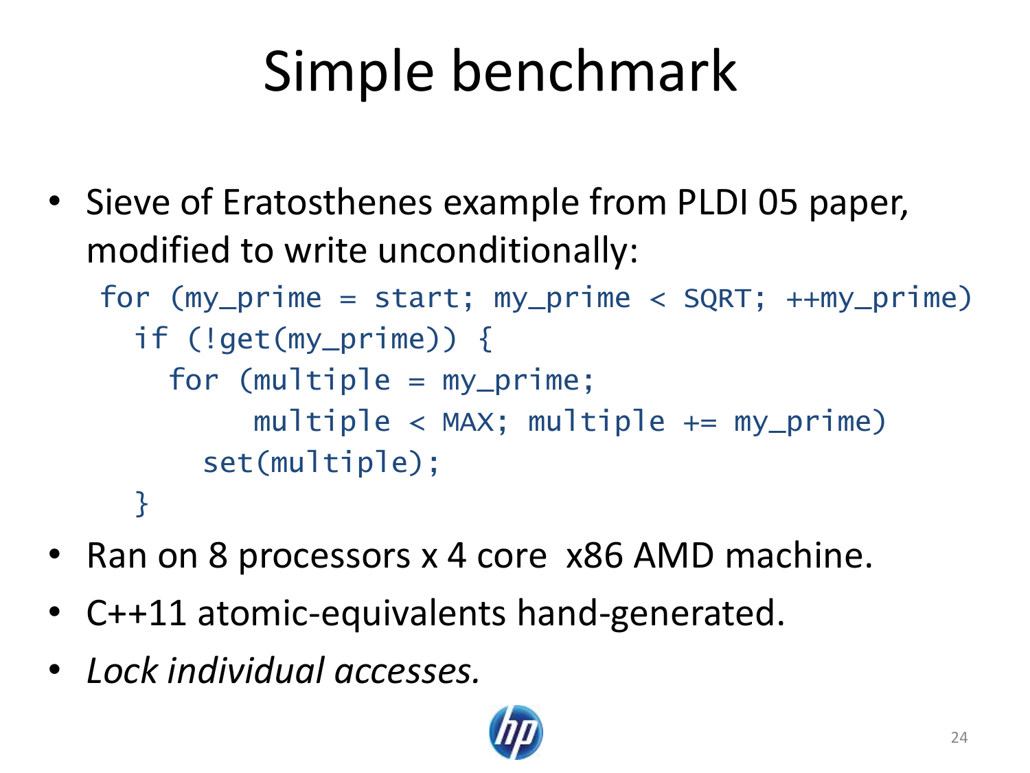# Simple benchmark

- Sieve of Eratosthenes example from PLDI 05 paper, modified to write unconditionally:

```
for (my_prime = start; my_prime < SQRT; ++my_prime)
  if (!get(my_prime)) {
    for (multiple = my_prime;
         multiple < MAX; multiple += my_prime)
      set(multiple);
  }
```

- Ran on 8 processors x 4 core x86 AMD machine.
- C++11 atomic-equivalents hand-generated.
- *Lock individual accesses.*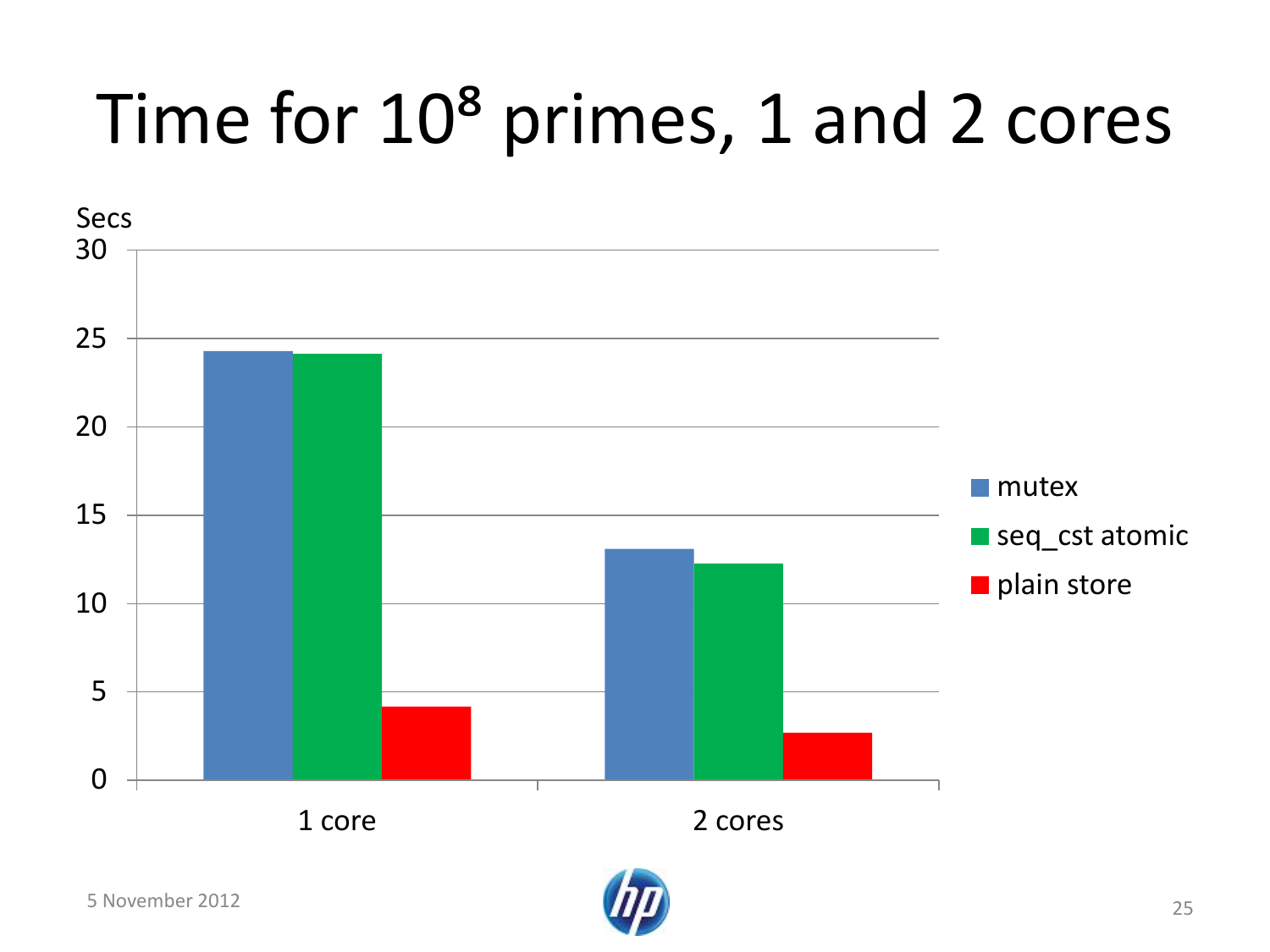# Time for $10^8$ primes, 1 and 2 cores

Secs

| | mutex | seq_cst atomic | plain store |
|---|---|---|---|
| 1 core | ~24.3 | ~24.1 | ~4.1 |
| 2 cores | ~13.1 | ~12.2 | ~2.6 |

5 November 2012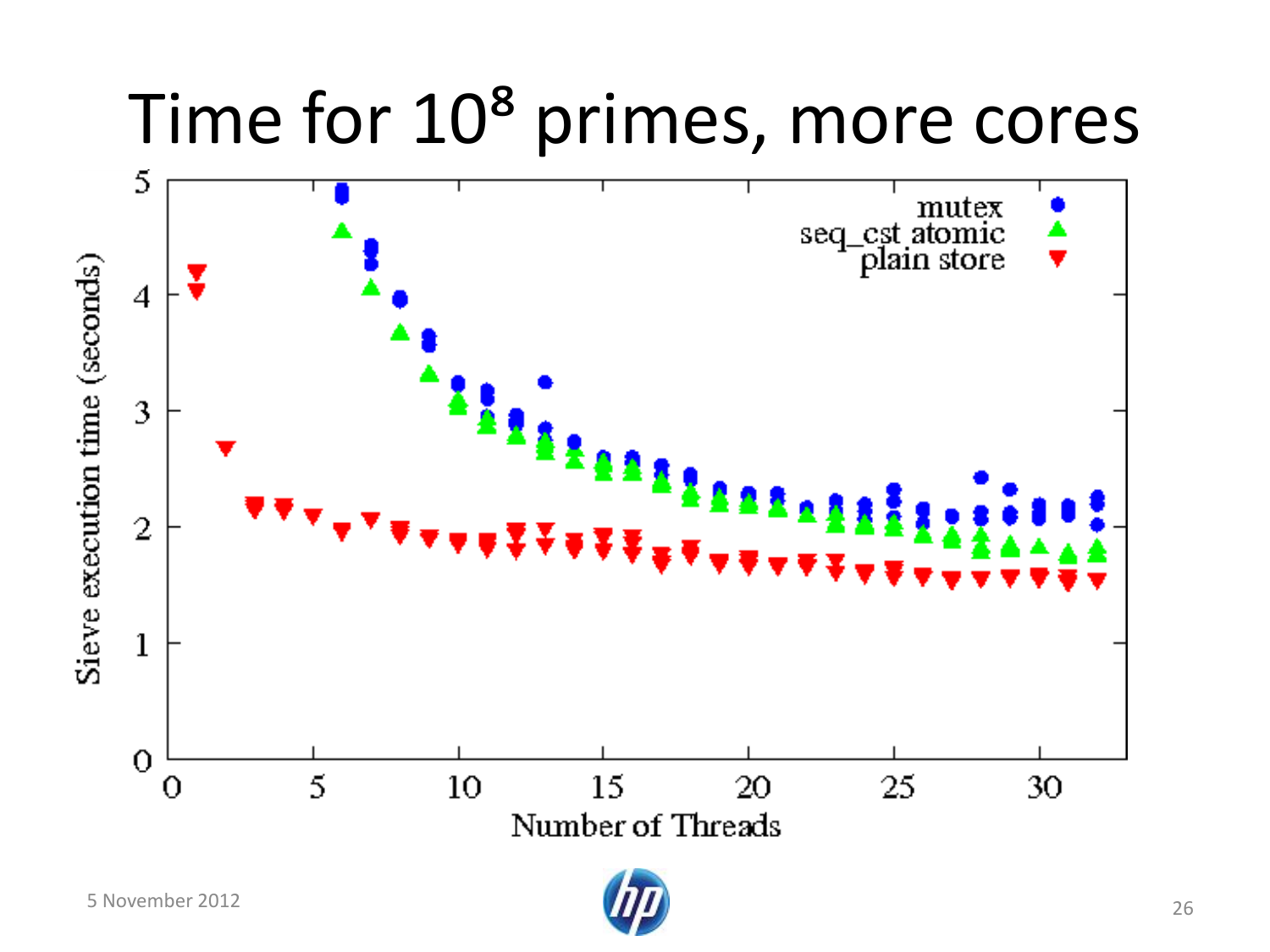# Time for $10^8$ primes, more cores

Sieve execution time (seconds) vs. Number of Threads

Legend: mutex, seq_cst atomic, plain store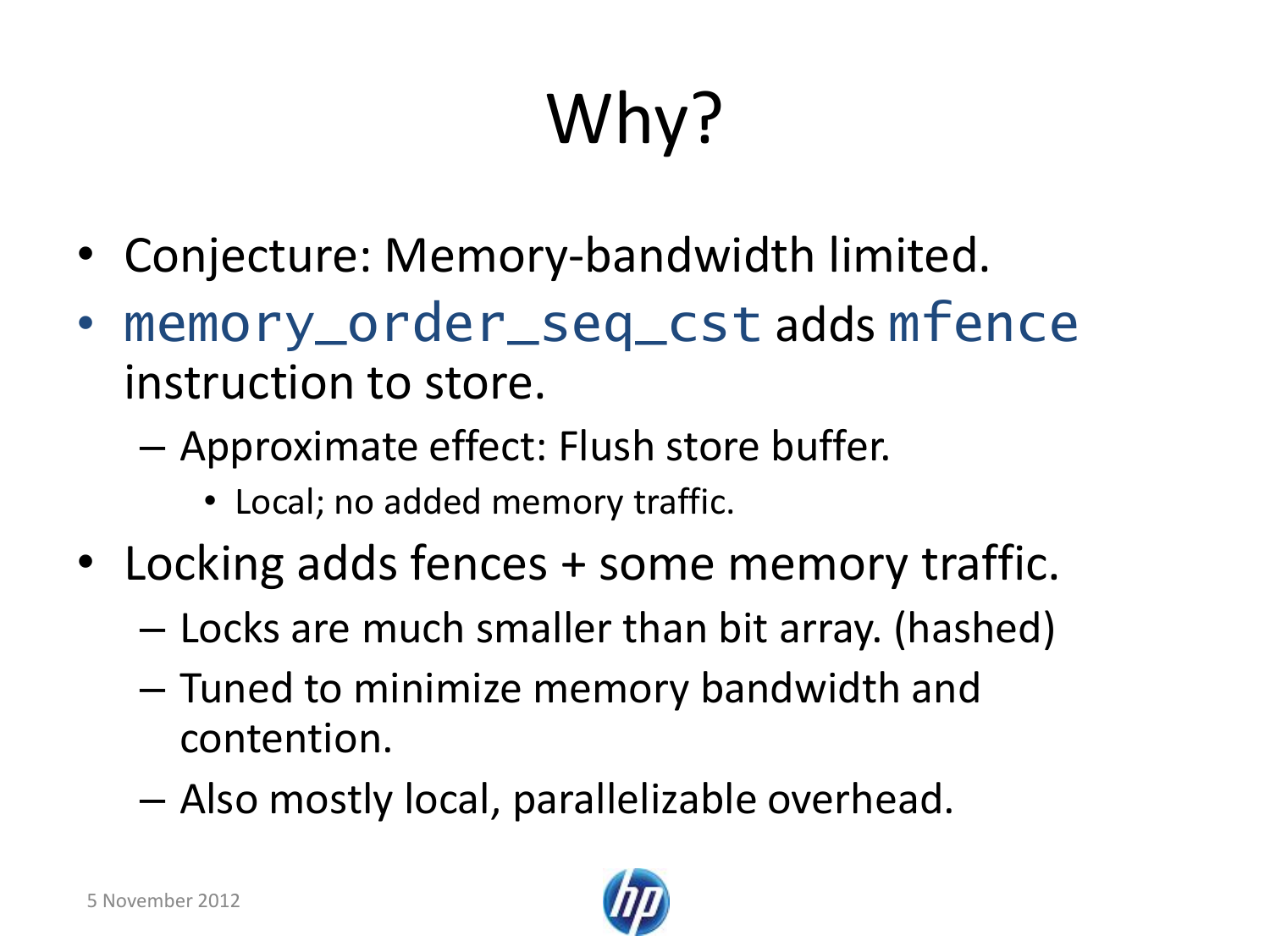# Why?

- Conjecture: Memory-bandwidth limited.
- `memory_order_seq_cst` adds `mfence` instruction to store.
  - Approximate effect: Flush store buffer.
    - Local; no added memory traffic.
- Locking adds fences + some memory traffic.
  - Locks are much smaller than bit array. (hashed)
  - Tuned to minimize memory bandwidth and contention.
  - Also mostly local, parallelizable overhead.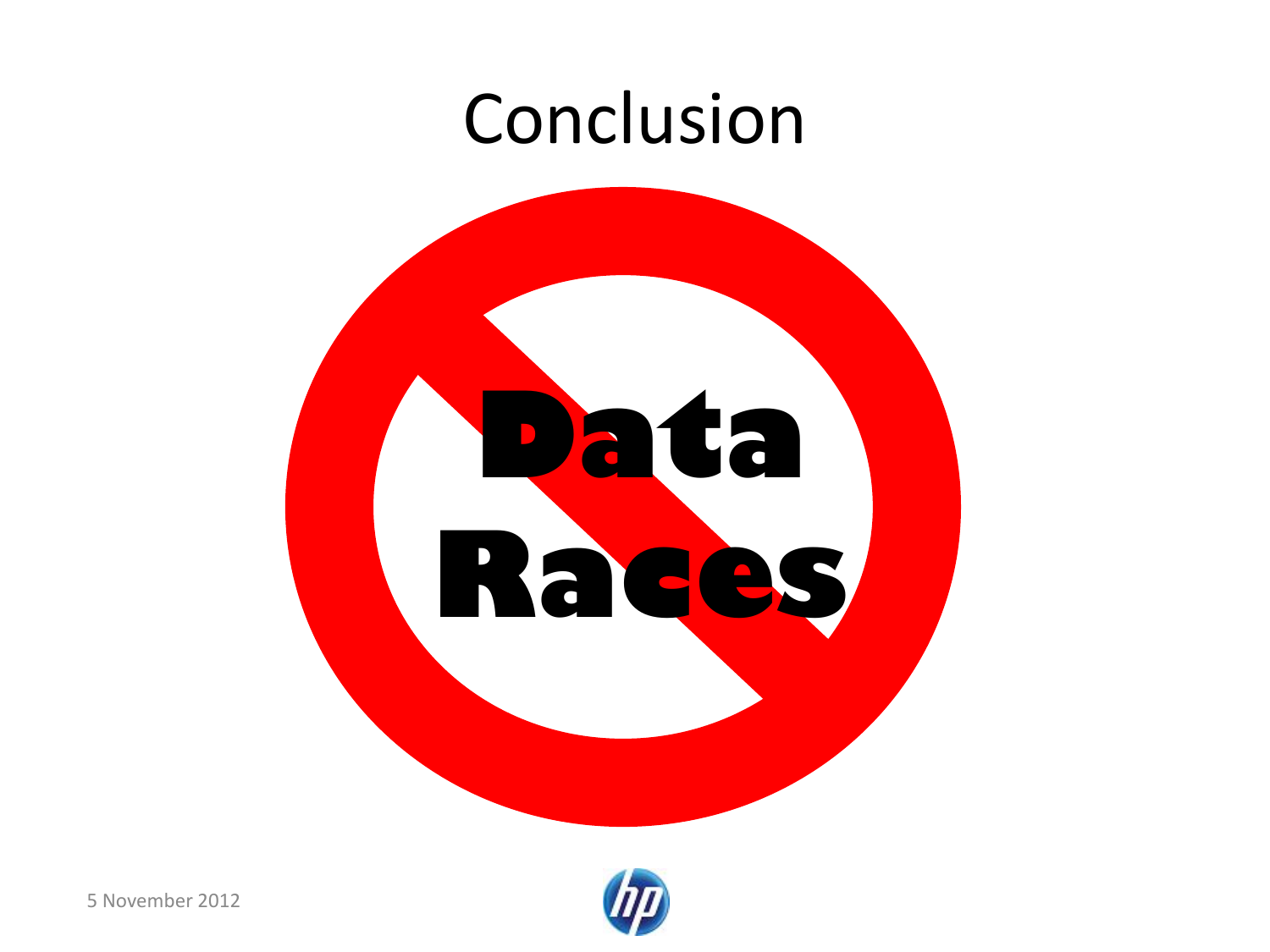# Conclusion

**Data Races**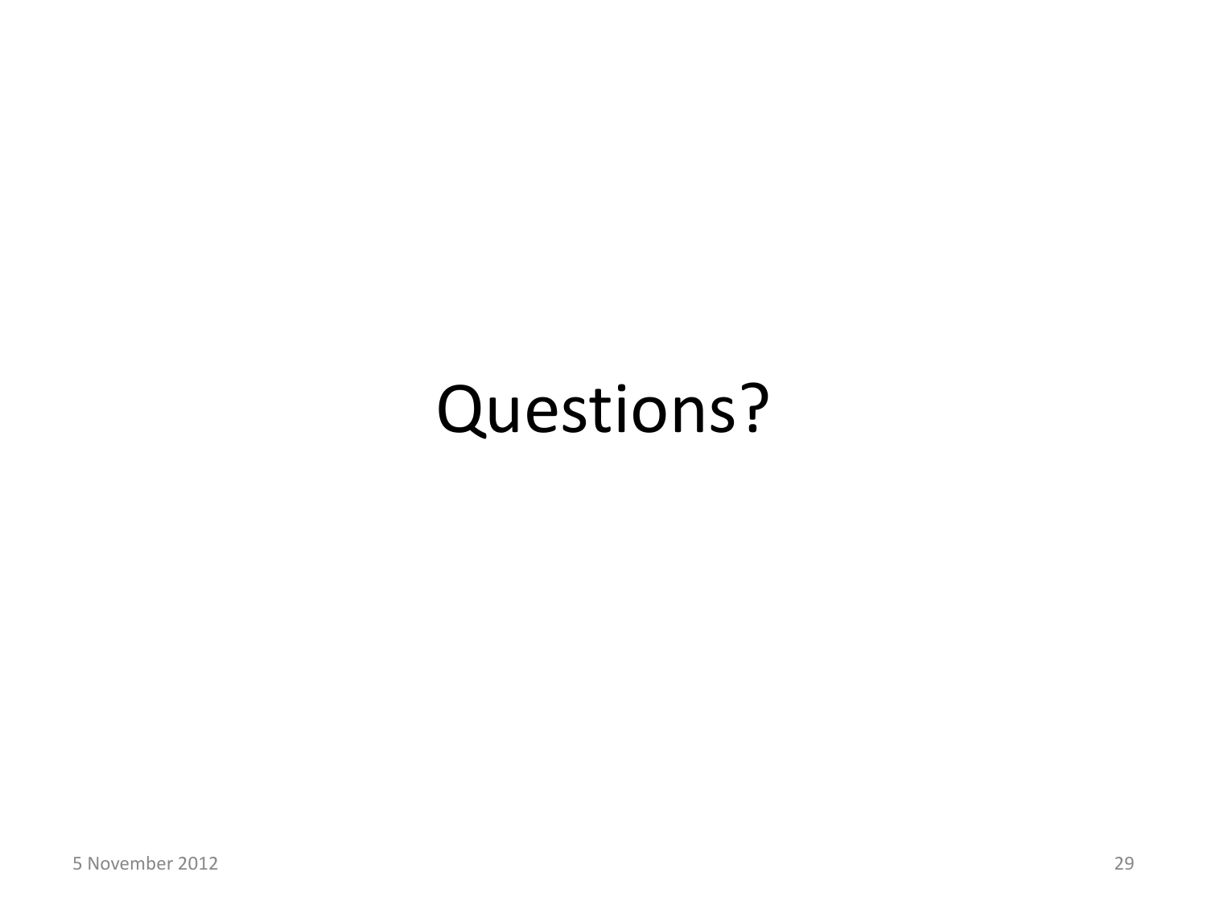# Questions?